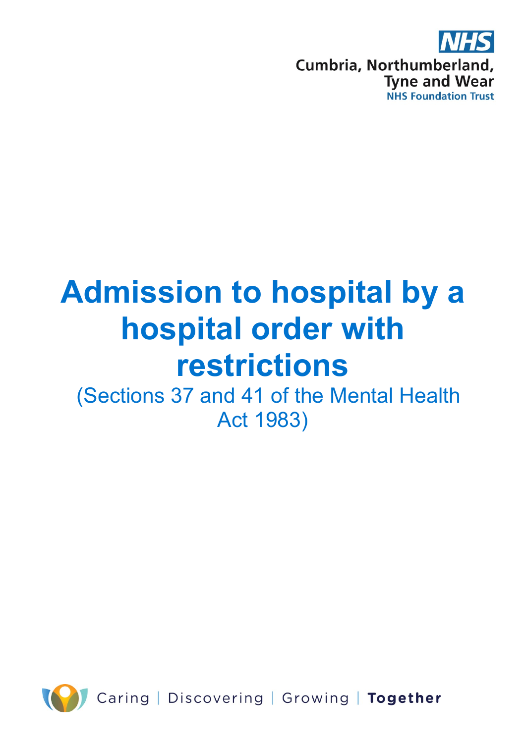NHS

Cumbria, Northumberland, Tyne and Wear

NHS Foundation Trust

# Admission to hospital by a hospital order with restrictions

(Sections 37 and 41 of the Mental Health Act 1983)

Caring | Discovering | Growing | **Together**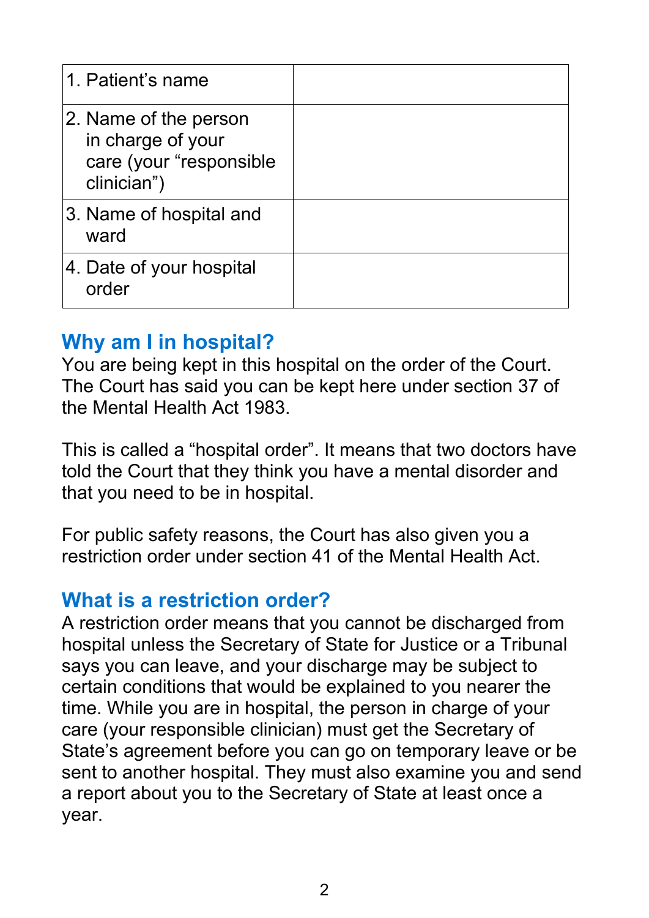| 1. Patient's name | |
|---|---|
| 2. Name of the person in charge of your care (your "responsible clinician") | |
| 3. Name of hospital and ward | |
| 4. Date of your hospital order | |

## Why am I in hospital?

You are being kept in this hospital on the order of the Court. The Court has said you can be kept here under section 37 of the Mental Health Act 1983.

This is called a "hospital order". It means that two doctors have told the Court that they think you have a mental disorder and that you need to be in hospital.

For public safety reasons, the Court has also given you a restriction order under section 41 of the Mental Health Act.

## What is a restriction order?

A restriction order means that you cannot be discharged from hospital unless the Secretary of State for Justice or a Tribunal says you can leave, and your discharge may be subject to certain conditions that would be explained to you nearer the time. While you are in hospital, the person in charge of your care (your responsible clinician) must get the Secretary of State's agreement before you can go on temporary leave or be sent to another hospital. They must also examine you and send a report about you to the Secretary of State at least once a year.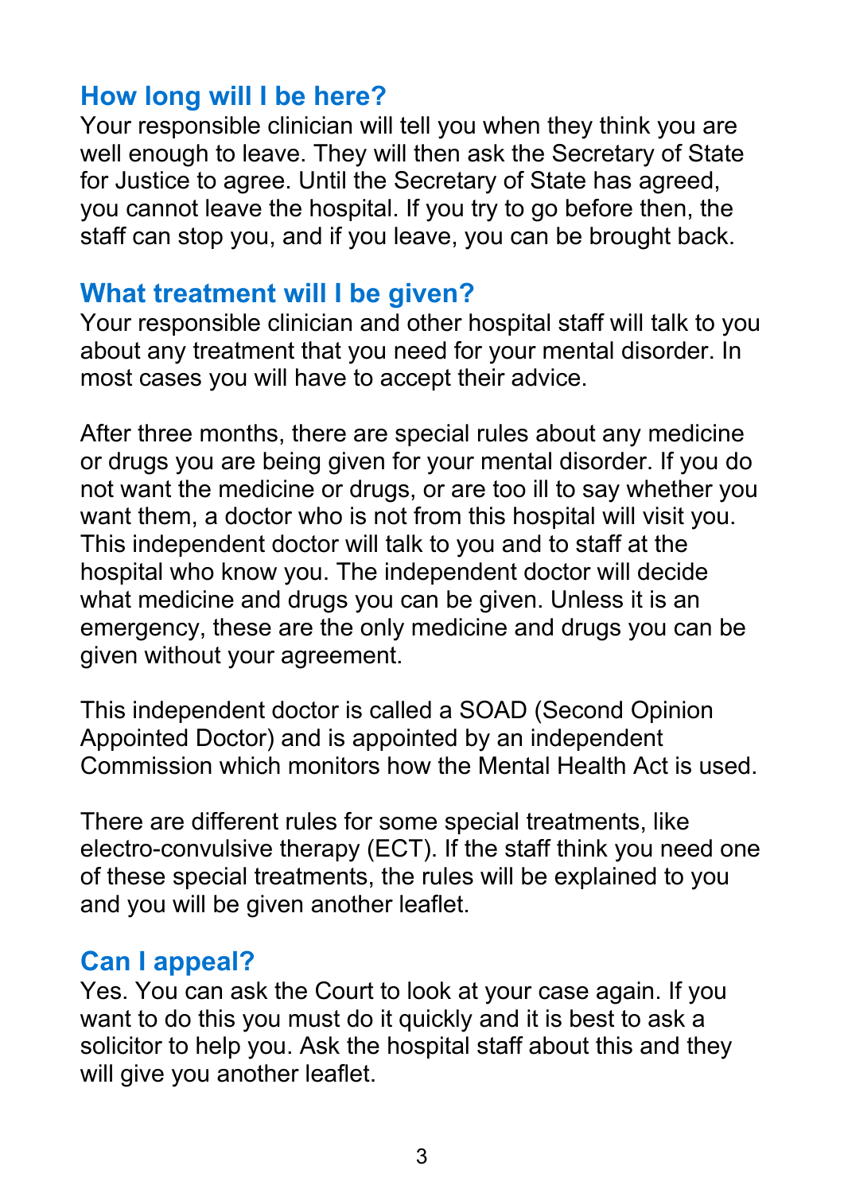## How long will I be here?

Your responsible clinician will tell you when they think you are well enough to leave. They will then ask the Secretary of State for Justice to agree. Until the Secretary of State has agreed, you cannot leave the hospital. If you try to go before then, the staff can stop you, and if you leave, you can be brought back.

## What treatment will I be given?

Your responsible clinician and other hospital staff will talk to you about any treatment that you need for your mental disorder. In most cases you will have to accept their advice.

After three months, there are special rules about any medicine or drugs you are being given for your mental disorder. If you do not want the medicine or drugs, or are too ill to say whether you want them, a doctor who is not from this hospital will visit you. This independent doctor will talk to you and to staff at the hospital who know you. The independent doctor will decide what medicine and drugs you can be given. Unless it is an emergency, these are the only medicine and drugs you can be given without your agreement.

This independent doctor is called a SOAD (Second Opinion Appointed Doctor) and is appointed by an independent Commission which monitors how the Mental Health Act is used.

There are different rules for some special treatments, like electro-convulsive therapy (ECT). If the staff think you need one of these special treatments, the rules will be explained to you and you will be given another leaflet.

## Can I appeal?

Yes. You can ask the Court to look at your case again. If you want to do this you must do it quickly and it is best to ask a solicitor to help you. Ask the hospital staff about this and they will give you another leaflet.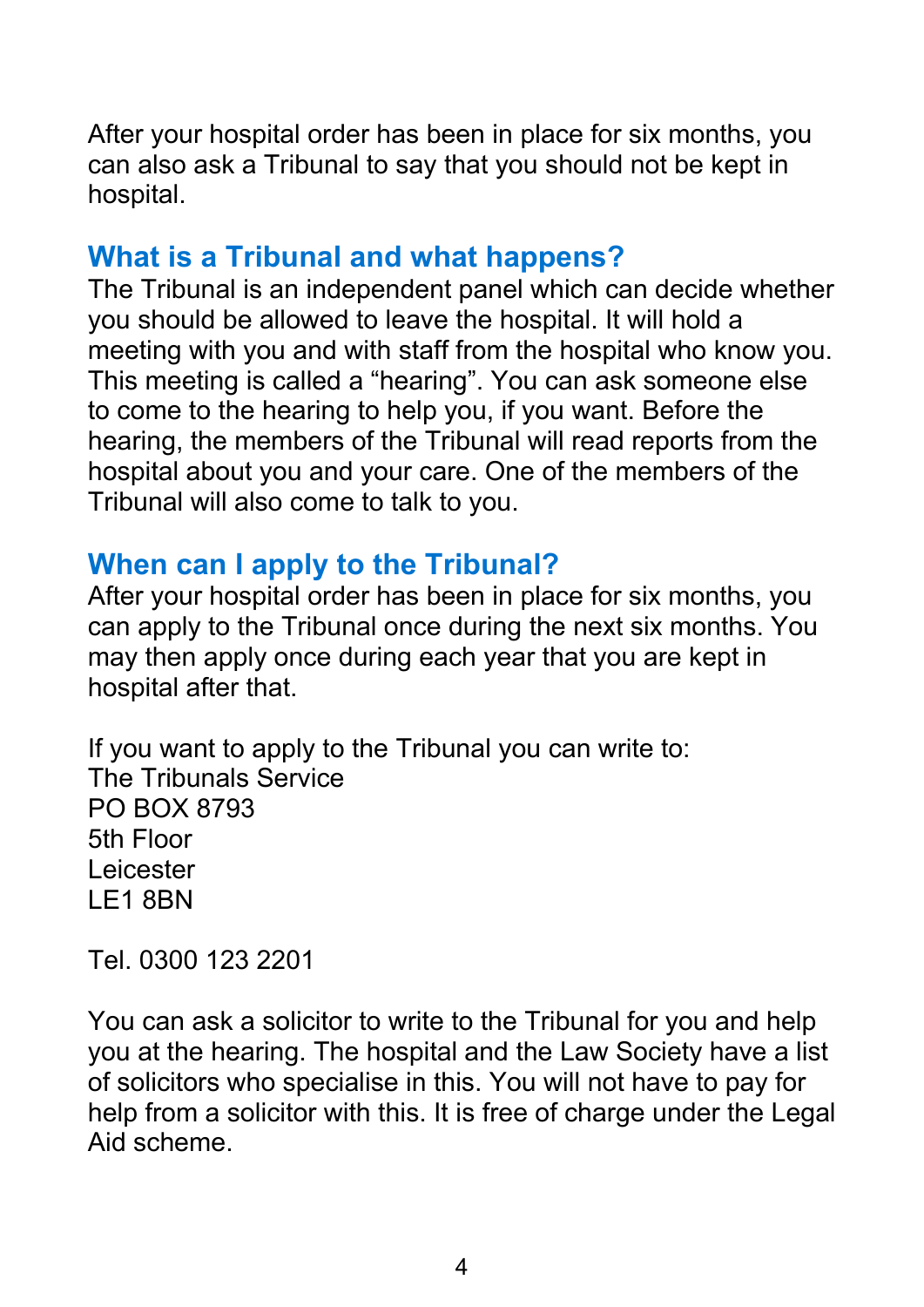After your hospital order has been in place for six months, you can also ask a Tribunal to say that you should not be kept in hospital.

## What is a Tribunal and what happens?

The Tribunal is an independent panel which can decide whether you should be allowed to leave the hospital. It will hold a meeting with you and with staff from the hospital who know you. This meeting is called a “hearing”. You can ask someone else to come to the hearing to help you, if you want. Before the hearing, the members of the Tribunal will read reports from the hospital about you and your care. One of the members of the Tribunal will also come to talk to you.

## When can I apply to the Tribunal?

After your hospital order has been in place for six months, you can apply to the Tribunal once during the next six months. You may then apply once during each year that you are kept in hospital after that.

If you want to apply to the Tribunal you can write to:
The Tribunals Service
PO BOX 8793
5th Floor
Leicester
LE1 8BN

Tel. 0300 123 2201

You can ask a solicitor to write to the Tribunal for you and help you at the hearing. The hospital and the Law Society have a list of solicitors who specialise in this. You will not have to pay for help from a solicitor with this. It is free of charge under the Legal Aid scheme.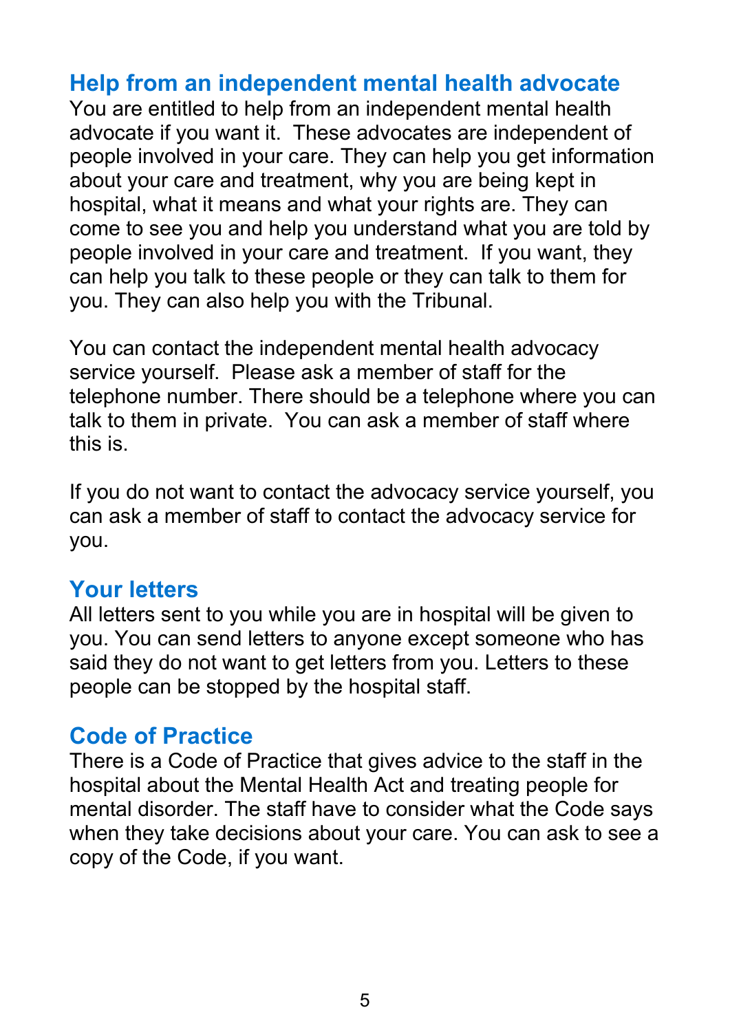## Help from an independent mental health advocate

You are entitled to help from an independent mental health advocate if you want it. These advocates are independent of people involved in your care. They can help you get information about your care and treatment, why you are being kept in hospital, what it means and what your rights are. They can come to see you and help you understand what you are told by people involved in your care and treatment. If you want, they can help you talk to these people or they can talk to them for you. They can also help you with the Tribunal.

You can contact the independent mental health advocacy service yourself. Please ask a member of staff for the telephone number. There should be a telephone where you can talk to them in private. You can ask a member of staff where this is.

If you do not want to contact the advocacy service yourself, you can ask a member of staff to contact the advocacy service for you.

## Your letters

All letters sent to you while you are in hospital will be given to you. You can send letters to anyone except someone who has said they do not want to get letters from you. Letters to these people can be stopped by the hospital staff.

## Code of Practice

There is a Code of Practice that gives advice to the staff in the hospital about the Mental Health Act and treating people for mental disorder. The staff have to consider what the Code says when they take decisions about your care. You can ask to see a copy of the Code, if you want.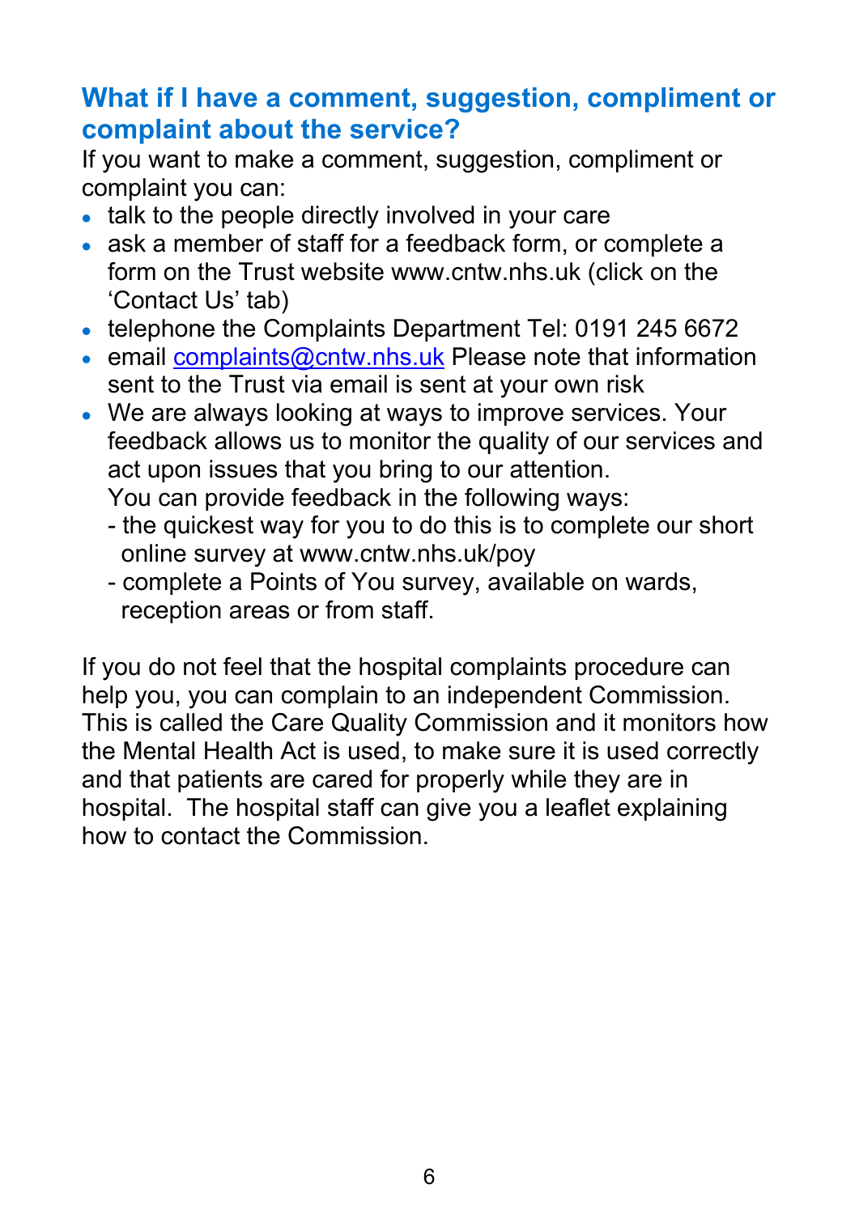## What if I have a comment, suggestion, compliment or complaint about the service?

If you want to make a comment, suggestion, compliment or complaint you can:

- talk to the people directly involved in your care
- ask a member of staff for a feedback form, or complete a form on the Trust website www.cntw.nhs.uk (click on the 'Contact Us' tab)
- telephone the Complaints Department Tel: 0191 245 6672
- email complaints@cntw.nhs.uk Please note that information sent to the Trust via email is sent at your own risk
- We are always looking at ways to improve services. Your feedback allows us to monitor the quality of our services and act upon issues that you bring to our attention.
  You can provide feedback in the following ways:
  - the quickest way for you to do this is to complete our short online survey at www.cntw.nhs.uk/poy
  - complete a Points of You survey, available on wards, reception areas or from staff.

If you do not feel that the hospital complaints procedure can help you, you can complain to an independent Commission. This is called the Care Quality Commission and it monitors how the Mental Health Act is used, to make sure it is used correctly and that patients are cared for properly while they are in hospital. The hospital staff can give you a leaflet explaining how to contact the Commission.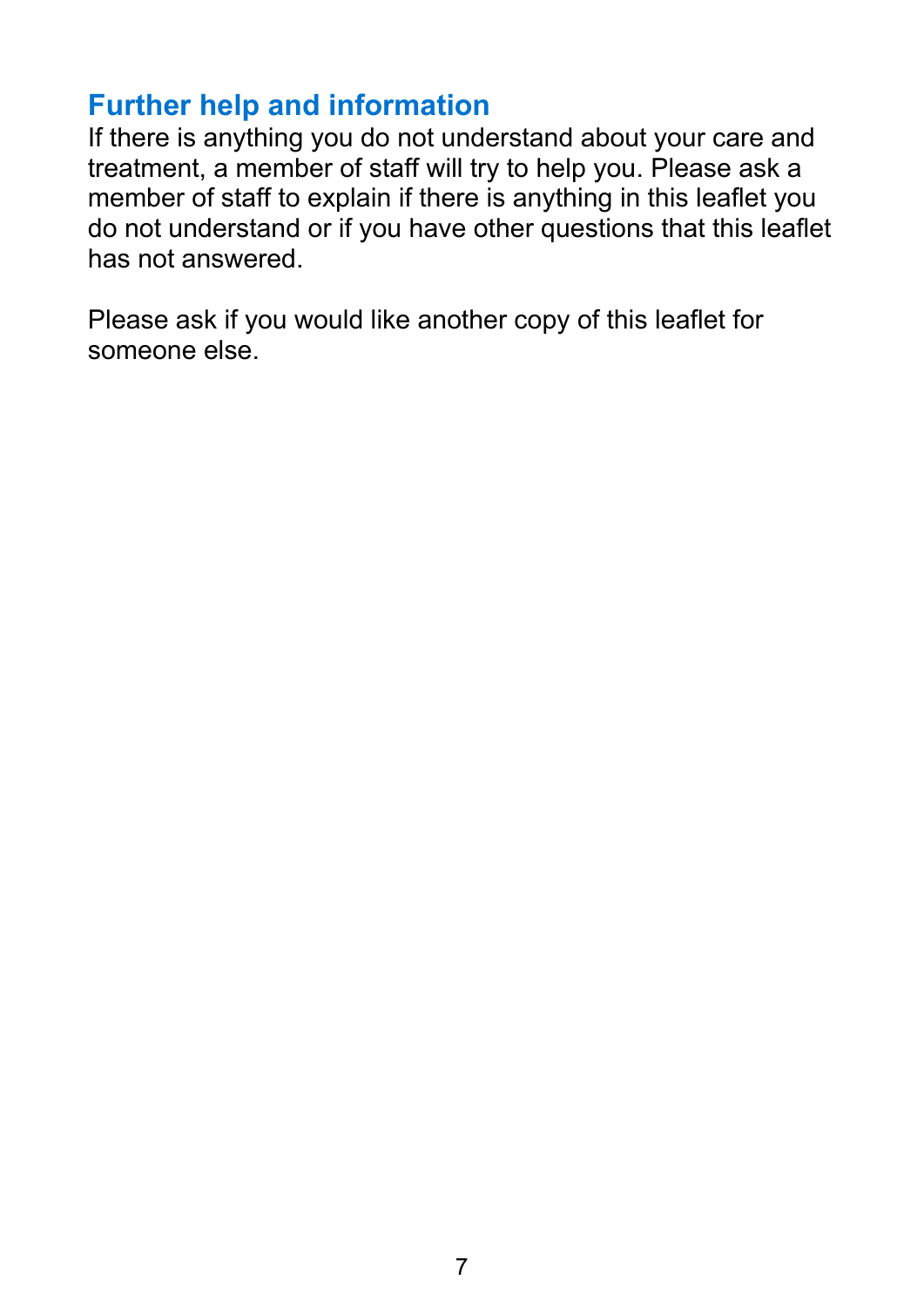## Further help and information

If there is anything you do not understand about your care and treatment, a member of staff will try to help you. Please ask a member of staff to explain if there is anything in this leaflet you do not understand or if you have other questions that this leaflet has not answered.

Please ask if you would like another copy of this leaflet for someone else.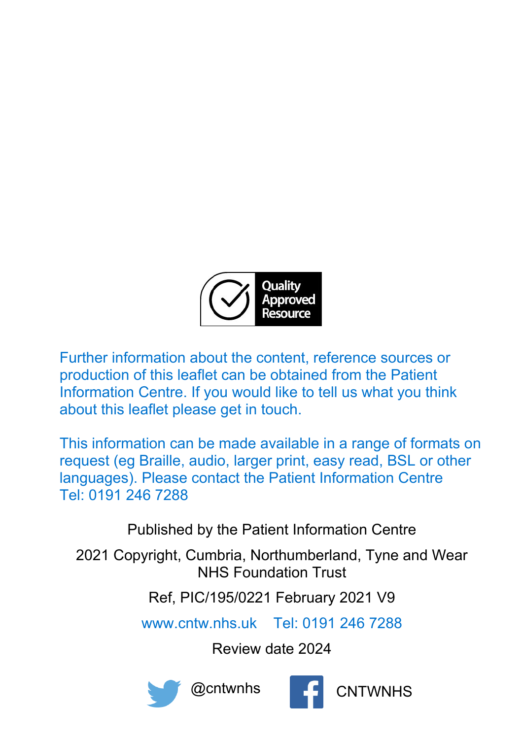Quality Approved Resource

Further information about the content, reference sources or production of this leaflet can be obtained from the Patient Information Centre. If you would like to tell us what you think about this leaflet please get in touch.

This information can be made available in a range of formats on request (eg Braille, audio, larger print, easy read, BSL or other languages). Please contact the Patient Information Centre Tel: 0191 246 7288

Published by the Patient Information Centre

2021 Copyright, Cumbria, Northumberland, Tyne and Wear NHS Foundation Trust

Ref, PIC/195/0221 February 2021 V9

www.cntw.nhs.uk Tel: 0191 246 7288

Review date 2024

@cntwnhs CNTWNHS